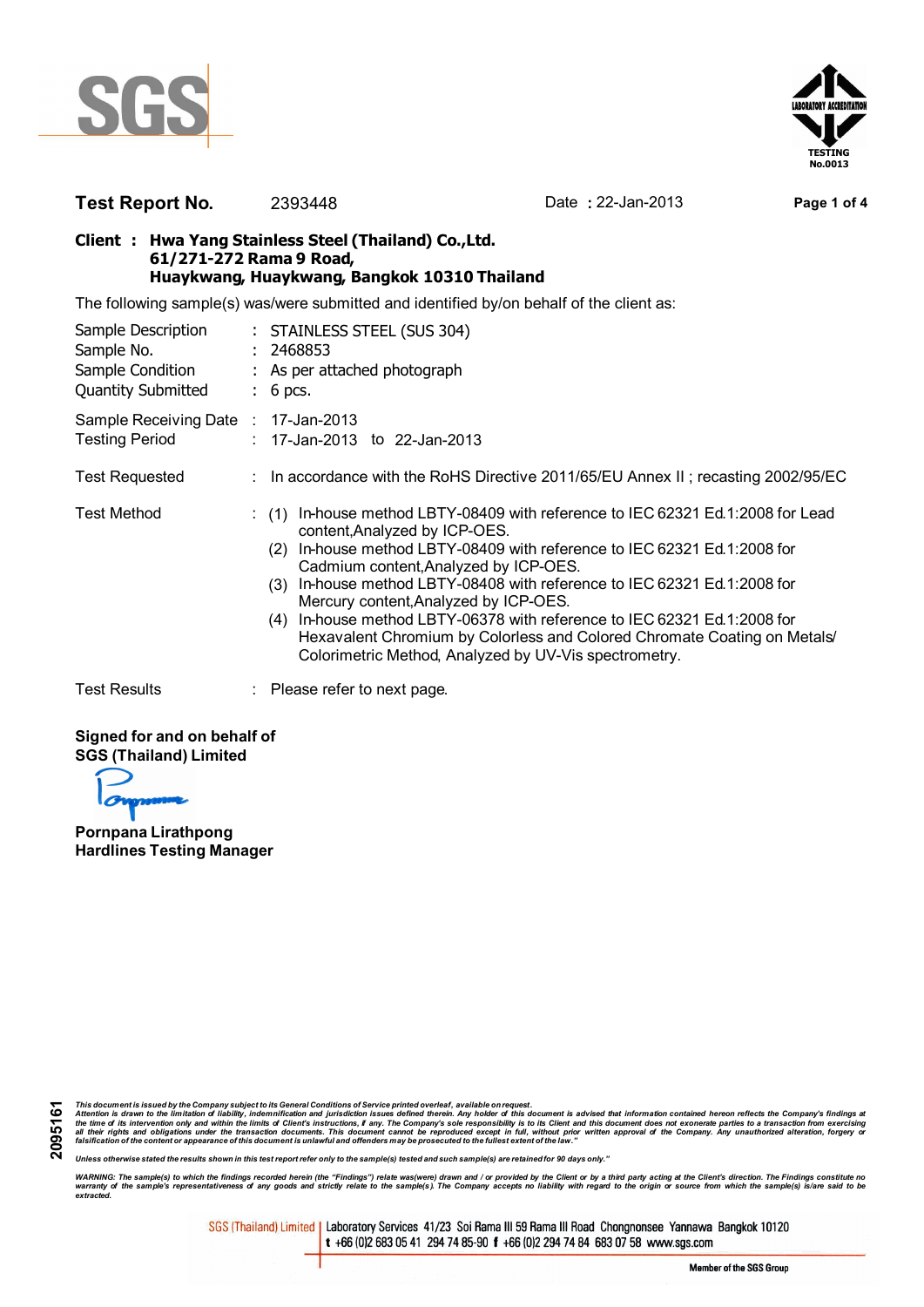SGS

LABORATORY ACCREDITATION
TESTING
No.0013

**Test Report No.** 2393448 Date : 22-Jan-2013

**Client : Hwa Yang Stainless Steel (Thailand) Co.,Ltd.**
**61/271-272 Rama 9 Road,**
**Huaykwang, Huaykwang, Bangkok 10310 Thailand**

The following sample(s) was/were submitted and identified by/on behalf of the client as:

| | | |
|---|---|---|
| Sample Description | : | STAINLESS STEEL (SUS 304) |
| Sample No. | : | 2468853 |
| Sample Condition | : | As per attached photograph |
| Quantity Submitted | : | 6 pcs. |
| Sample Receiving Date | : | 17-Jan-2013 |
| Testing Period | : | 17-Jan-2013 to 22-Jan-2013 |
| Test Requested | : | In accordance with the RoHS Directive 2011/65/EU Annex II ; recasting 2002/95/EC |

Test Method :
(1) In-house method LBTY-08409 with reference to IEC 62321 Ed.1:2008 for Lead content,Analyzed by ICP-OES.
(2) In-house method LBTY-08409 with reference to IEC 62321 Ed.1:2008 for Cadmium content,Analyzed by ICP-OES.
(3) In-house method LBTY-08408 with reference to IEC 62321 Ed.1:2008 for Mercury content,Analyzed by ICP-OES.
(4) In-house method LBTY-06378 with reference to IEC 62321 Ed.1:2008 for Hexavalent Chromium by Colorless and Colored Chromate Coating on Metals/ Colorimetric Method, Analyzed by UV-Vis spectrometry.

Test Results : Please refer to next page.

**Signed for and on behalf of**
**SGS (Thailand) Limited**

**Pornpana Lirathpong**
**Hardlines Testing Manager**

2095161

*This document is issued by the Company subject to its General Conditions of Service printed overleaf, available on request.*
*Attention is drawn to the limitation of liability, indemnification and jurisdiction issues defined therein. Any holder of this document is advised that information contained hereon reflects the Company's findings at the time of its intervention only and within the limits of Client's instructions, if any. The Company's sole responsibility is to its Client and this document does not exonerate parties to a transaction from exercising all their rights and obligations under the transaction documents. This document cannot be reproduced except in full, without prior written approval of the Company. Any unauthorized alteration, forgery or falsification of the content or appearance of this document is unlawful and offenders may be prosecuted to the fullest extent of the law."*

*Unless otherwise stated the results shown in this test report refer only to the sample(s) tested and such sample(s) are retained for 90 days only."*

*WARNING: The sample(s) to which the findings recorded herein (the "Findings") relate was(were) drawn and / or provided by the Client or by a third party acting at the Client's direction. The Findings constitute no warranty of the sample's representativeness of any goods and strictly relate to the sample(s). The Company accepts no liability with regard to the origin or source from which the sample(s) is/are said to be extracted.*

SGS (Thailand) Limited | Laboratory Services 41/23 Soi Rama III 59 Rama III Road Chongnonsee Yannawa Bangkok 10120
t +66 (0)2 683 05 41 294 74 85-90 f +66 (0)2 294 74 84 683 07 58 www.sgs.com

Member of the SGS Group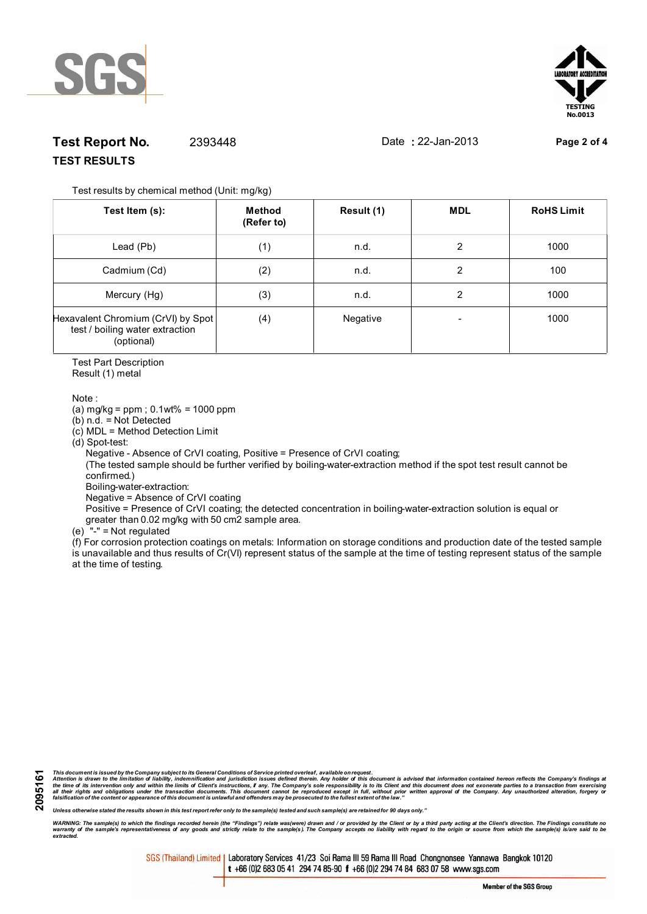**Test Report No.** 2393448 Date : 22-Jan-2013

## TEST RESULTS

Test results by chemical method (Unit: mg/kg)

| Test Item (s): | Method (Refer to) | Result (1) | MDL | RoHS Limit |
|---|---|---|---|---|
| Lead (Pb) | (1) | n.d. | 2 | 1000 |
| Cadmium (Cd) | (2) | n.d. | 2 | 100 |
| Mercury (Hg) | (3) | n.d. | 2 | 1000 |
| Hexavalent Chromium (CrVI) by Spot test / boiling water extraction (optional) | (4) | Negative | - | 1000 |

Test Part Description
Result (1) metal

Note :
(a) mg/kg = ppm ; 0.1wt% = 1000 ppm
(b) n.d. = Not Detected
(c) MDL = Method Detection Limit
(d) Spot-test:
Negative - Absence of CrVI coating, Positive = Presence of CrVI coating;
(The tested sample should be further verified by boiling-water-extraction method if the spot test result cannot be confirmed.)
Boiling-water-extraction:
Negative = Absence of CrVI coating
Positive = Presence of CrVI coating; the detected concentration in boiling-water-extraction solution is equal or greater than 0.02 mg/kg with 50 cm2 sample area.
(e) "-" = Not regulated
(f) For corrosion protection coatings on metals: Information on storage conditions and production date of the tested sample is unavailable and thus results of Cr(VI) represent status of the sample at the time of testing represent status of the sample at the time of testing.

*This document is issued by the Company subject to its General Conditions of Service printed overleaf, available on request. Attention is drawn to the limitation of liability, indemnification and jurisdiction issues defined therein. Any holder of this document is advised that information contained hereon reflects the Company's findings at the time of its intervention only and within the limits of Client's instructions, if any. The Company's sole responsibility is to its Client and this document does not exonerate parties to a transaction from exercising all their rights and obligations under the transaction documents. This document cannot be reproduced except in full, without prior written approval of the Company. Any unauthorized alteration, forgery or falsification of the content or appearance of this document is unlawful and offenders may be prosecuted to the fullest extent of the law."*

*Unless otherwise stated the results shown in this test report refer only to the sample(s) tested and such sample(s) are retained for 90 days only."*

*WARNING: The sample(s) to which the findings recorded herein (the "Findings") relate was(were) drawn and / or provided by the Client or by a third party acting at the Client's direction. The Findings constitute no warranty of the sample's representativeness of any goods and strictly relate to the sample(s). The Company accepts no liability with regard to the origin or source from which the sample(s) is/are said to be extracted.*

SGS (Thailand) Limited | Laboratory Services 41/23 Soi Rama III 59 Rama III Road Chongnonsee Yannawa Bangkok 10120
t +66 (0)2 683 05 41 294 74 85-90 f +66 (0)2 294 74 84 683 07 58 www.sgs.com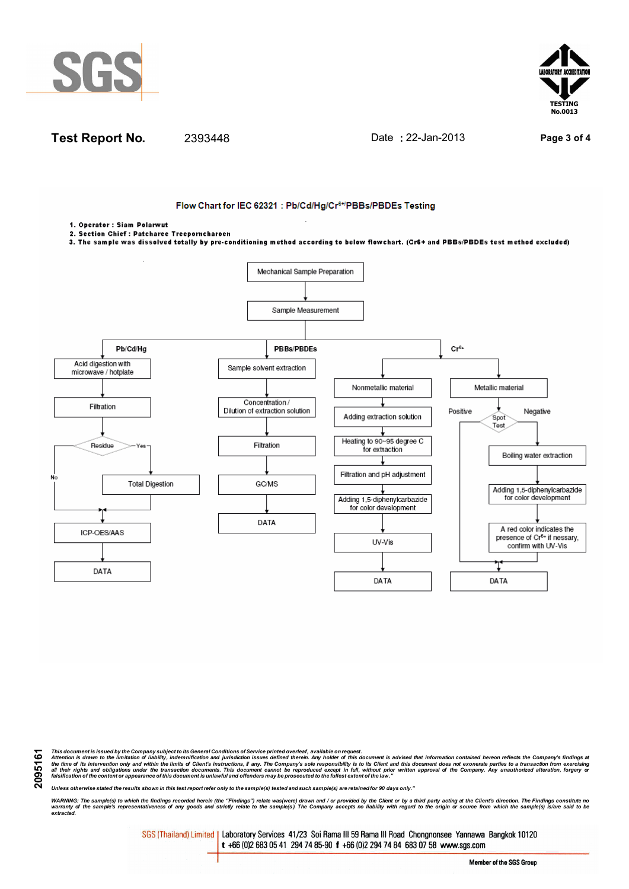**Test Report No.** 2393448 Date : 22-Jan-2013

### Flow Chart for IEC 62321 : Pb/Cd/Hg/$Cr^{6+}$/PBBs/PBDEs Testing

1. Operator : Siam Polarwut
2. Section Chief : Patcharee Treeporncharoen
3. The sample was dissolved totally by pre-conditioning method according to below flowchart. (Cr6+ and PBBs/PBDEs test method excluded)

Mechanical Sample Preparation → Sample Measurement

**Pb/Cd/Hg**
- Acid digestion with microwave / hotplate
- Filtration
- Residue (Yes → Total Digestion; No →)
- ICP-OES/AAS
- DATA

**PBBs/PBDEs**
- Sample solvent extraction
- Concentration / Dilution of extraction solution
- Filtration
- GC/MS
- DATA

**$Cr^{6+}$**

Nonmetallic material:
- Adding extraction solution
- Heating to 90~95 degree C for extraction
- Filtration and pH adjustment
- Adding 1,5-diphenylcarbazide for color development
- UV-Vis
- DATA

Metallic material:
- Spot Test (Positive → DATA; Negative →)
- Boiling water extraction
- Adding 1,5-diphenylcarbazide for color development
- A red color indicates the presence of $Cr^{6+}$ if nessary, confirm with UV-Vis
- DATA

*This document is issued by the Company subject to its General Conditions of Service printed overleaf, available on request. Attention is drawn to the limitation of liability, indemnification and jurisdiction issues defined therein. Any holder of this document is advised that information contained hereon reflects the Company's findings at the time of its intervention only and within the limits of Client's instructions, if any. The Company's sole responsibility is to its Client and this document does not exonerate parties to a transaction from exercising all their rights and obligations under the transaction documents. This document cannot be reproduced except in full, without prior written approval of the Company. Any unauthorized alteration, forgery or falsification of the content or appearance of this document is unlawful and offenders may be prosecuted to the fullest extent of the law."*

*Unless otherwise stated the results shown in this test report refer only to the sample(s) tested and such sample(s) are retained for 90 days only."*

*WARNING: The sample(s) to which the findings recorded herein (the "Findings") relate was(were) drawn and / or provided by the Client or by a third party acting at the Client's direction. The Findings constitute no warranty of the sample's representativeness of any goods and strictly relate to the sample(s). The Company accepts no liability with regard to the origin or source from which the sample(s) is/are said to be extracted.*

SGS (Thailand) Limited | Laboratory Services 41/23 Soi Rama III 59 Rama III Road Chongnonsee Yannawa Bangkok 10120
t +66 (0)2 683 05 41 294 74 85-90 f +66 (0)2 294 74 84 683 07 58 www.sgs.com

Member of the SGS Group

2095161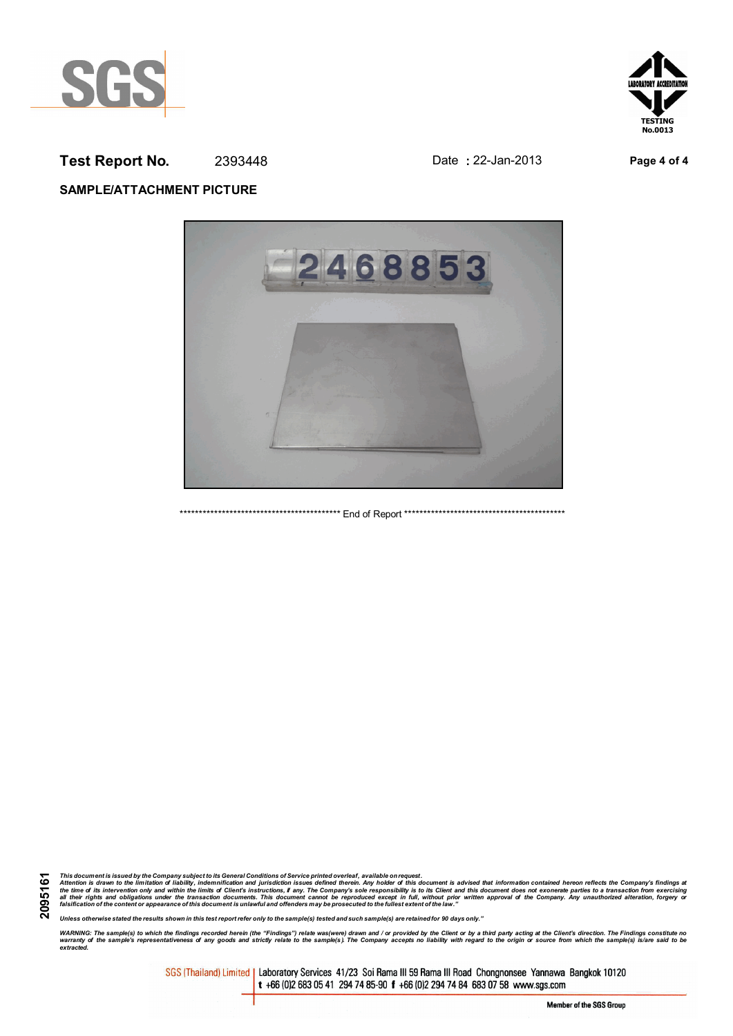**Test Report No.** 2393448 Date **:** 22-Jan-2013

**SAMPLE/ATTACHMENT PICTURE**

\*\*\*\*\*\*\*\*\*\*\*\*\*\*\*\*\*\*\*\*\*\*\*\*\*\*\*\*\*\*\*\*\*\*\*\*\*\*\*\*\*\*\*\* End of Report \*\*\*\*\*\*\*\*\*\*\*\*\*\*\*\*\*\*\*\*\*\*\*\*\*\*\*\*\*\*\*\*\*\*\*\*\*\*\*\*\*\*\*\*

2095161

*This document is issued by the Company subject to its General Conditions of Service printed overleaf, available on request. Attention is drawn to the limitation of liability, indemnification and jurisdiction issues defined therein. Any holder of this document is advised that information contained hereon reflects the Company's findings at the time of its intervention only and within the limits of Client's instructions, if any. The Company's sole responsibility is to its Client and this document does not exonerate parties to a transaction from exercising all their rights and obligations under the transaction documents. This document cannot be reproduced except in full, without prior written approval of the Company. Any unauthorized alteration, forgery or falsification of the content or appearance of this document is unlawful and offenders may be prosecuted to the fullest extent of the law."*

*Unless otherwise stated the results shown in this test report refer only to the sample(s) tested and such sample(s) are retained for 90 days only."*

*WARNING: The sample(s) to which the findings recorded herein (the "Findings") relate was(were) drawn and / or provided by the Client or by a third party acting at the Client's direction. The Findings constitute no warranty of the sample's representativeness of any goods and strictly relate to the sample(s). The Company accepts no liability with regard to the origin or source from which the sample(s) is/are said to be extracted.*

SGS (Thailand) Limited | Laboratory Services 41/23 Soi Rama III 59 Rama III Road Chongnonsee Yannawa Bangkok 10120
t +66 (0)2 683 05 41 294 74 85-90 f +66 (0)2 294 74 84 683 07 58 www.sgs.com

Member of the SGS Group